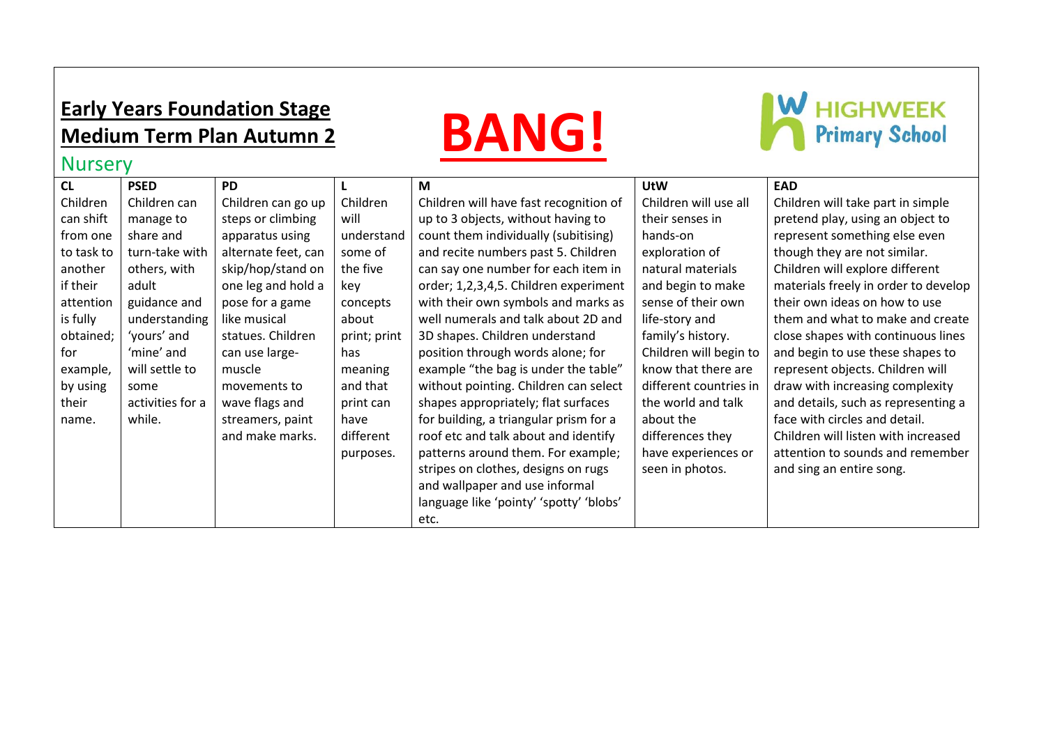# Early Years Foundation Stage
# Medium Term Plan Autumn 2

# BANG!

HIGHWEEK Primary School

## Nursery

| CL | PSED | PD | L | M | UtW | EAD |
|---|---|---|---|---|---|---|
| Children can shift from one to task to another if their attention is fully obtained; for example, by using their name. | Children can manage to share and turn-take with others, with adult guidance and understanding 'yours' and 'mine' and will settle to some activities for a while. | Children can go up steps or climbing apparatus using alternate feet, can skip/hop/stand on one leg and hold a pose for a game like musical statues. Children can use large-muscle movements to wave flags and streamers, paint and make marks. | Children will understand some of the five key concepts about print; print has meaning and that print can have different purposes. | Children will have fast recognition of up to 3 objects, without having to count them individually (subitising) and recite numbers past 5. Children can say one number for each item in order; 1,2,3,4,5. Children experiment with their own symbols and marks as well numerals and talk about 2D and 3D shapes. Children understand position through words alone; for example "the bag is under the table" without pointing. Children can select shapes appropriately; flat surfaces for building, a triangular prism for a roof etc and talk about and identify patterns around them. For example; stripes on clothes, designs on rugs and wallpaper and use informal language like 'pointy' 'spotty' 'blobs' etc. | Children will use all their senses in hands-on exploration of natural materials and begin to make sense of their own life-story and family's history. Children will begin to know that there are different countries in the world and talk about the differences they have experiences or seen in photos. | Children will take part in simple pretend play, using an object to represent something else even though they are not similar. Children will explore different materials freely in order to develop their own ideas on how to use them and what to make and create close shapes with continuous lines and begin to use these shapes to represent objects. Children will draw with increasing complexity and details, such as representing a face with circles and detail. Children will listen with increased attention to sounds and remember and sing an entire song. |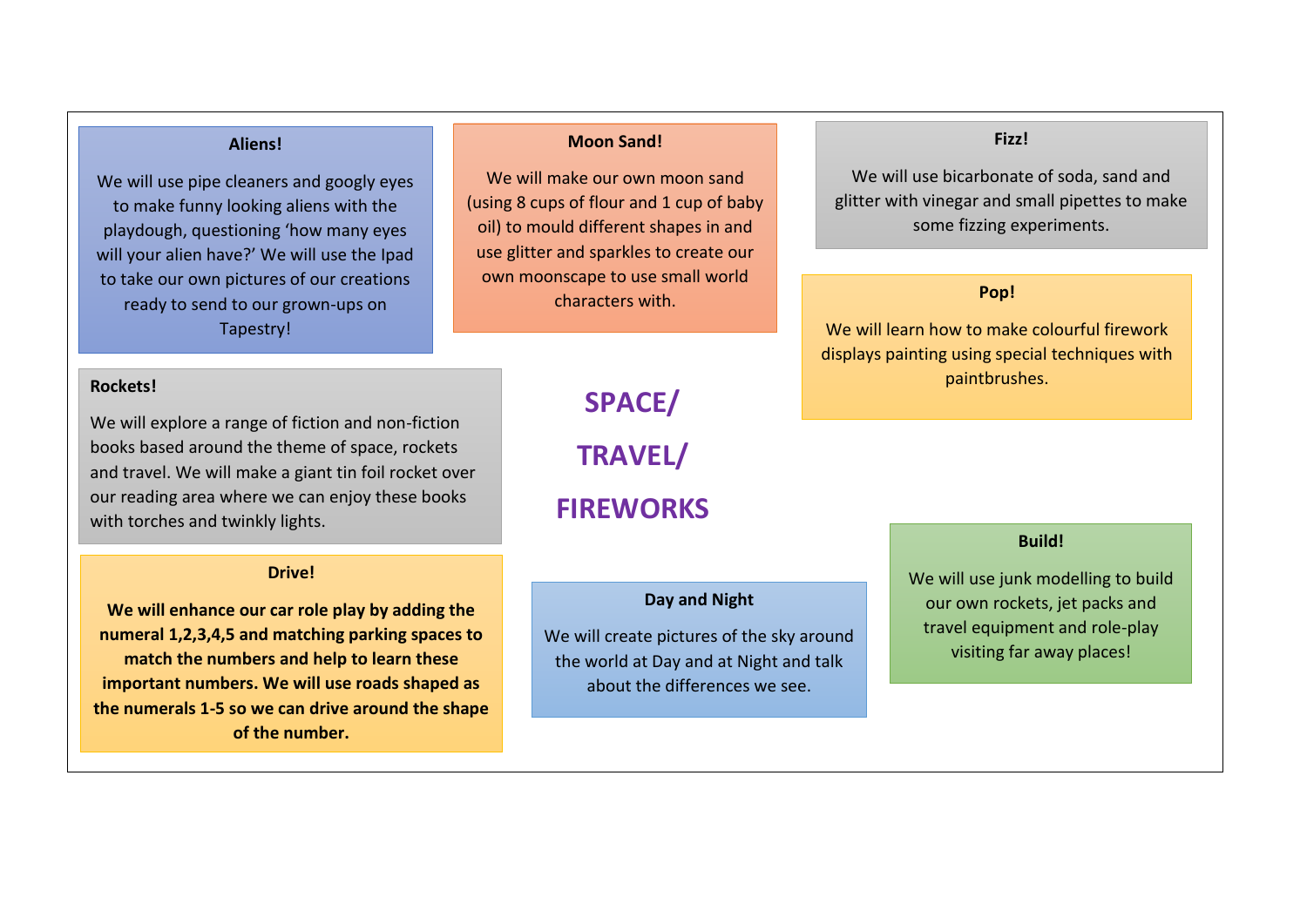# SPACE/ TRAVEL/ FIREWORKS

### Aliens!

We will use pipe cleaners and googly eyes to make funny looking aliens with the playdough, questioning 'how many eyes will your alien have?' We will use the Ipad to take our own pictures of our creations ready to send to our grown-ups on Tapestry!

### Moon Sand!

We will make our own moon sand (using 8 cups of flour and 1 cup of baby oil) to mould different shapes in and use glitter and sparkles to create our own moonscape to use small world characters with.

### Fizz!

We will use bicarbonate of soda, sand and glitter with vinegar and small pipettes to make some fizzing experiments.

### Pop!

We will learn how to make colourful firework displays painting using special techniques with paintbrushes.

### Rockets!

We will explore a range of fiction and non-fiction books based around the theme of space, rockets and travel. We will make a giant tin foil rocket over our reading area where we can enjoy these books with torches and twinkly lights.

### Drive!

**We will enhance our car role play by adding the numeral 1,2,3,4,5 and matching parking spaces to match the numbers and help to learn these important numbers. We will use roads shaped as the numerals 1-5 so we can drive around the shape of the number.**

### Day and Night

We will create pictures of the sky around the world at Day and at Night and talk about the differences we see.

### Build!

We will use junk modelling to build our own rockets, jet packs and travel equipment and role-play visiting far away places!